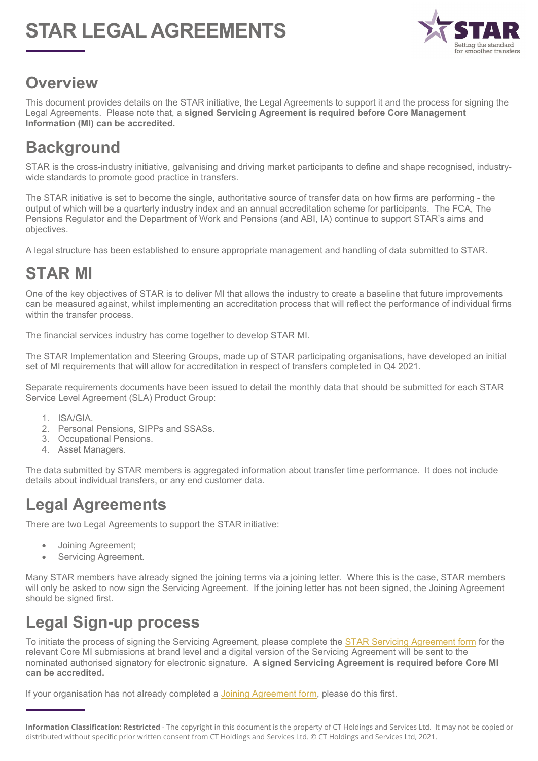# STAR LEGAL AGREEMENTS

## Overview

This document provides details on the STAR initiative, the Legal Agreements to support it and the process for signing the Legal Agreements. Please note that, a **signed Servicing Agreement is required before Core Management Information (MI) can be accredited.**

## Background

STAR is the cross-industry initiative, galvanising and driving market participants to define and shape recognised, industry-wide standards to promote good practice in transfers.

The STAR initiative is set to become the single, authoritative source of transfer data on how firms are performing - the output of which will be a quarterly industry index and an annual accreditation scheme for participants. The FCA, The Pensions Regulator and the Department of Work and Pensions (and ABI, IA) continue to support STAR's aims and objectives.

A legal structure has been established to ensure appropriate management and handling of data submitted to STAR.

## STAR MI

One of the key objectives of STAR is to deliver MI that allows the industry to create a baseline that future improvements can be measured against, whilst implementing an accreditation process that will reflect the performance of individual firms within the transfer process.

The financial services industry has come together to develop STAR MI.

The STAR Implementation and Steering Groups, made up of STAR participating organisations, have developed an initial set of MI requirements that will allow for accreditation in respect of transfers completed in Q4 2021.

Separate requirements documents have been issued to detail the monthly data that should be submitted for each STAR Service Level Agreement (SLA) Product Group:

1. ISA/GIA.
2. Personal Pensions, SIPPs and SSASs.
3. Occupational Pensions.
4. Asset Managers.

The data submitted by STAR members is aggregated information about transfer time performance. It does not include details about individual transfers, or any end customer data.

## Legal Agreements

There are two Legal Agreements to support the STAR initiative:

- Joining Agreement;
- Servicing Agreement.

Many STAR members have already signed the joining terms via a joining letter. Where this is the case, STAR members will only be asked to now sign the Servicing Agreement. If the joining letter has not been signed, the Joining Agreement should be signed first.

## Legal Sign-up process

To initiate the process of signing the Servicing Agreement, please complete the STAR Servicing Agreement form for the relevant Core MI submissions at brand level and a digital version of the Servicing Agreement will be sent to the nominated authorised signatory for electronic signature. **A signed Servicing Agreement is required before Core MI can be accredited.**

If your organisation has not already completed a Joining Agreement form, please do this first.

**Information Classification: Restricted** - The copyright in this document is the property of CT Holdings and Services Ltd. It may not be copied or distributed without specific prior written consent from CT Holdings and Services Ltd. © CT Holdings and Services Ltd, 2021.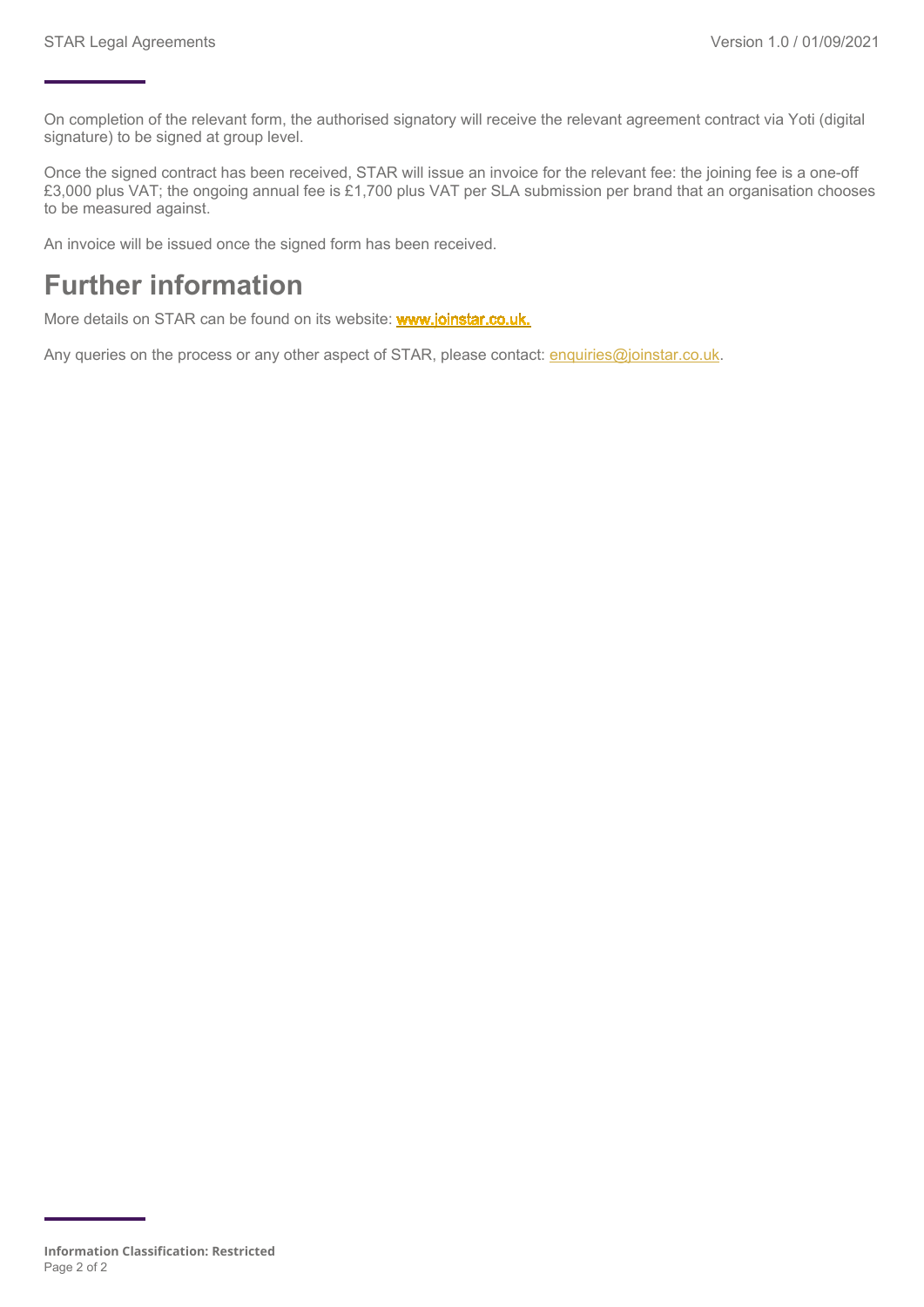On completion of the relevant form, the authorised signatory will receive the relevant agreement contract via Yoti (digital signature) to be signed at group level.

Once the signed contract has been received, STAR will issue an invoice for the relevant fee: the joining fee is a one-off £3,000 plus VAT; the ongoing annual fee is £1,700 plus VAT per SLA submission per brand that an organisation chooses to be measured against.

An invoice will be issued once the signed form has been received.

## Further information

More details on STAR can be found on its website: www.joinstar.co.uk.

Any queries on the process or any other aspect of STAR, please contact: enquiries@joinstar.co.uk.

**Information Classification: Restricted**